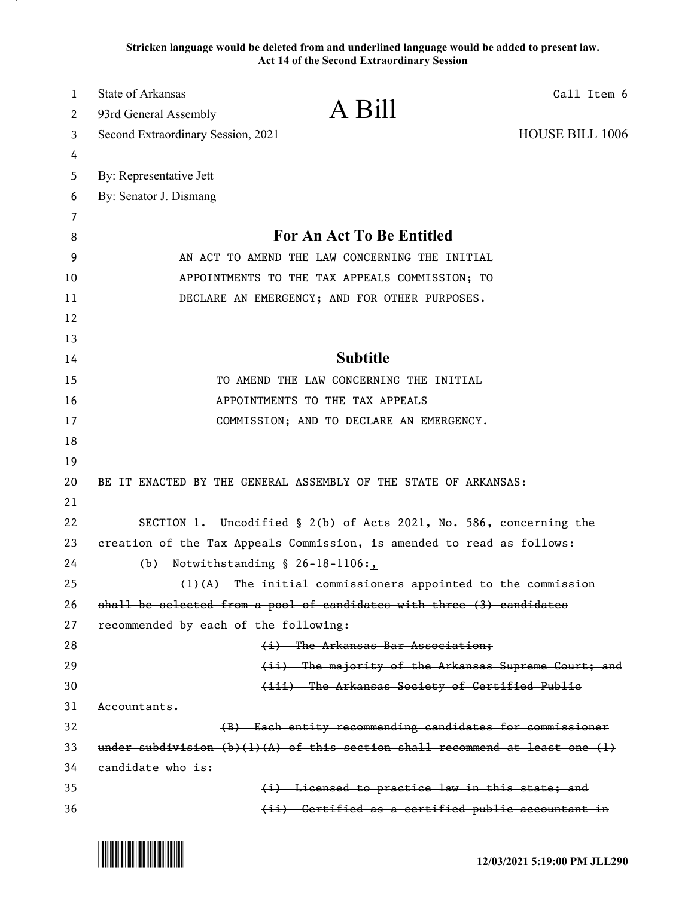**Stricken language would be deleted from and underlined language would be added to present law.**
**Act 14 of the Second Extraordinary Session**

State of Arkansas
93rd General Assembly
Second Extraordinary Session, 2021

# A Bill

Call Item 6

HOUSE BILL 1006

By: Representative Jett
By: Senator J. Dismang

## For An Act To Be Entitled

AN ACT TO AMEND THE LAW CONCERNING THE INITIAL APPOINTMENTS TO THE TAX APPEALS COMMISSION; TO DECLARE AN EMERGENCY; AND FOR OTHER PURPOSES.

## Subtitle

TO AMEND THE LAW CONCERNING THE INITIAL APPOINTMENTS TO THE TAX APPEALS COMMISSION; AND TO DECLARE AN EMERGENCY.

BE IT ENACTED BY THE GENERAL ASSEMBLY OF THE STATE OF ARKANSAS:

SECTION 1. Uncodified § 2(b) of Acts 2021, No. 586, concerning the creation of the Tax Appeals Commission, is amended to read as follows:

(b) Notwithstanding § 26-18-1106~~:~~<u>,</u>

~~(1)(A) The initial commissioners appointed to the commission shall be selected from a pool of candidates with three (3) candidates recommended by each of the following:~~

~~(i) The Arkansas Bar Association;~~

~~(ii) The majority of the Arkansas Supreme Court; and~~

~~(iii) The Arkansas Society of Certified Public Accountants.~~

~~(B) Each entity recommending candidates for commissioner under subdivision (b)(1)(A) of this section shall recommend at least one (1) candidate who is:~~

~~(i) Licensed to practice law in this state; and~~

~~(ii) Certified as a certified public accountant in~~

12/03/2021 5:19:00 PM JLL290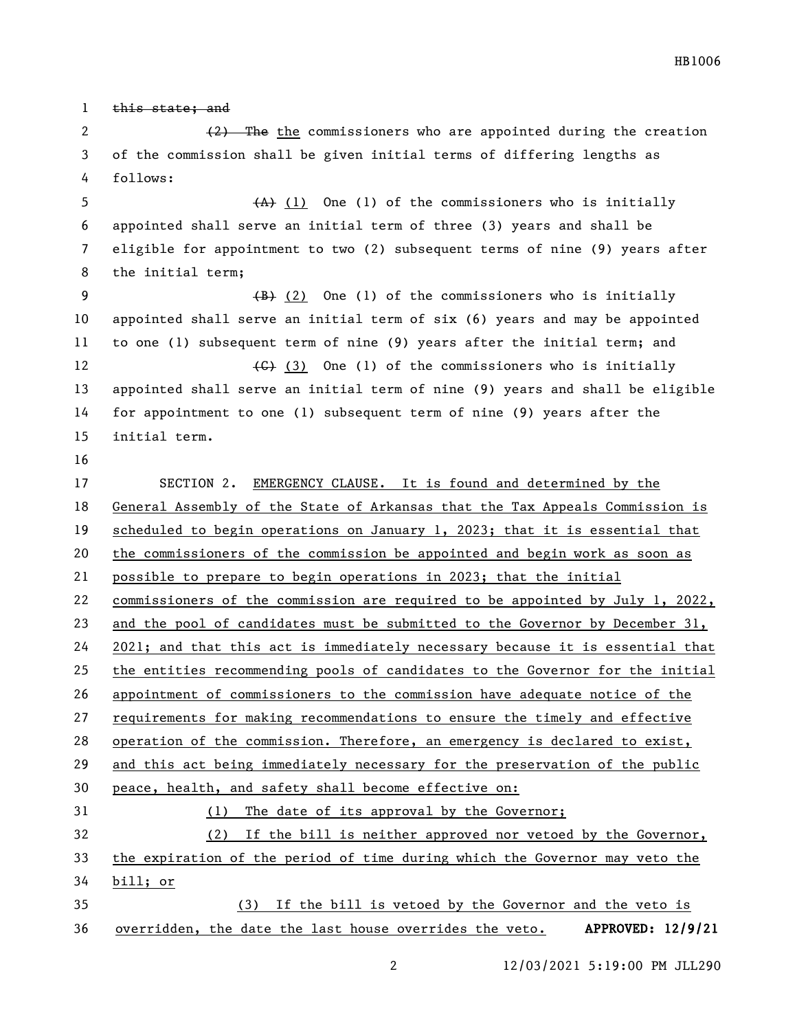this state; and

~~(2) The~~ the commissioners who are appointed during the creation of the commission shall be given initial terms of differing lengths as follows:

~~(A)~~ (1) One (1) of the commissioners who is initially appointed shall serve an initial term of three (3) years and shall be eligible for appointment to two (2) subsequent terms of nine (9) years after the initial term;

~~(B)~~ (2) One (1) of the commissioners who is initially appointed shall serve an initial term of six (6) years and may be appointed to one (1) subsequent term of nine (9) years after the initial term; and

~~(C)~~ (3) One (1) of the commissioners who is initially appointed shall serve an initial term of nine (9) years and shall be eligible for appointment to one (1) subsequent term of nine (9) years after the initial term.

SECTION 2. EMERGENCY CLAUSE. It is found and determined by the General Assembly of the State of Arkansas that the Tax Appeals Commission is scheduled to begin operations on January 1, 2023; that it is essential that the commissioners of the commission be appointed and begin work as soon as possible to prepare to begin operations in 2023; that the initial commissioners of the commission are required to be appointed by July 1, 2022, and the pool of candidates must be submitted to the Governor by December 31, 2021; and that this act is immediately necessary because it is essential that the entities recommending pools of candidates to the Governor for the initial appointment of commissioners to the commission have adequate notice of the requirements for making recommendations to ensure the timely and effective operation of the commission. Therefore, an emergency is declared to exist, and this act being immediately necessary for the preservation of the public peace, health, and safety shall become effective on:

(1) The date of its approval by the Governor;

(2) If the bill is neither approved nor vetoed by the Governor, the expiration of the period of time during which the Governor may veto the bill; or

(3) If the bill is vetoed by the Governor and the veto is overridden, the date the last house overrides the veto.

**APPROVED: 12/9/21**